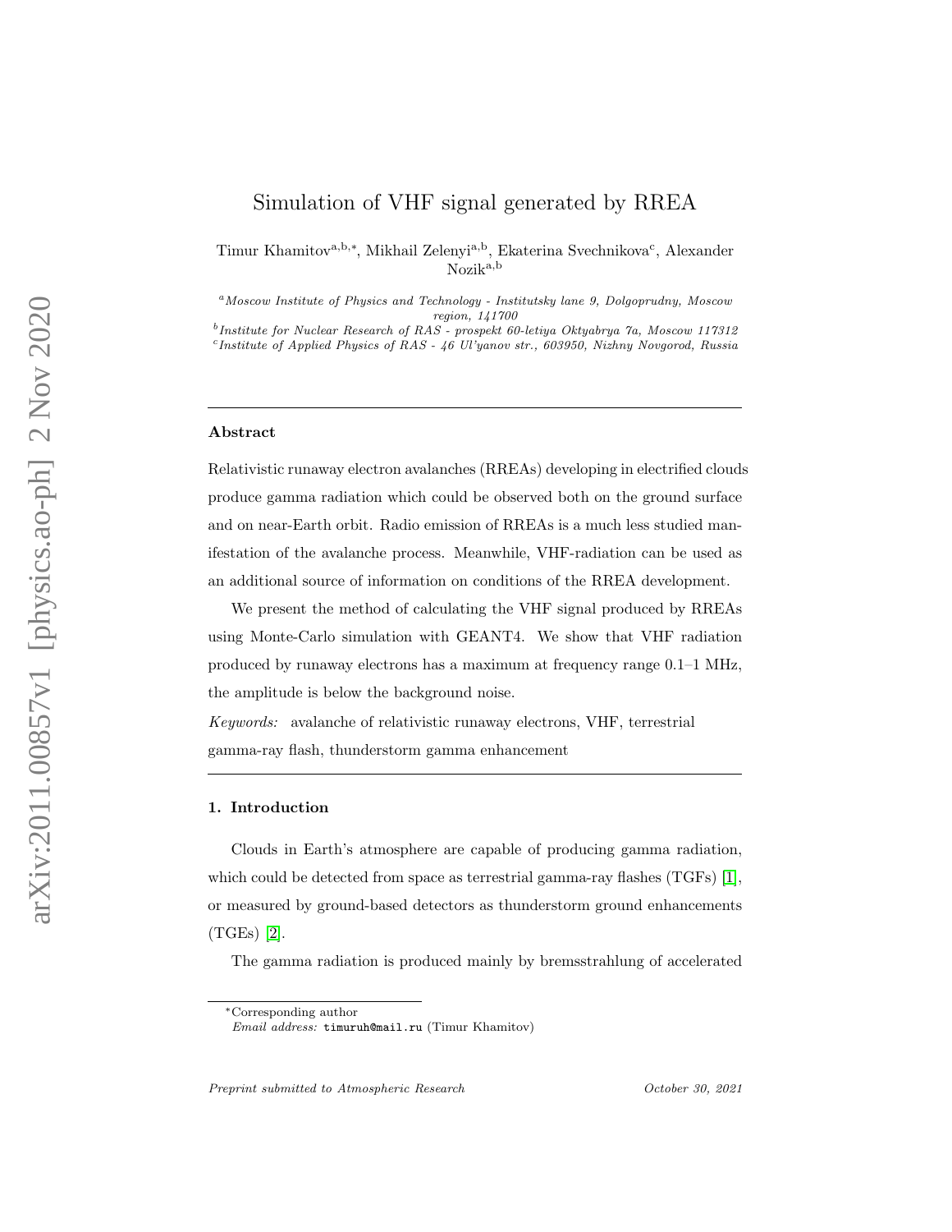# Simulation of VHF signal generated by RREA

Timur Khamitov[a,b,*], Mikhail Zelenyi[a,b], Ekaterina Svechnikova[c], Alexander Nozik[a,b]

[a] *Moscow Institute of Physics and Technology - Institutsky lane 9, Dolgoprudny, Moscow region, 141700*

[b] *Institute for Nuclear Research of RAS - prospekt 60-letiya Oktyabrya 7a, Moscow 117312*

[c] *Institute of Applied Physics of RAS - 46 Ul'yanov str., 603950, Nizhny Novgorod, Russia*

---

### Abstract

Relativistic runaway electron avalanches (RREAs) developing in electrified clouds produce gamma radiation which could be observed both on the ground surface and on near-Earth orbit. Radio emission of RREAs is a much less studied manifestation of the avalanche process. Meanwhile, VHF-radiation can be used as an additional source of information on conditions of the RREA development.

We present the method of calculating the VHF signal produced by RREAs using Monte-Carlo simulation with GEANT4. We show that VHF radiation produced by runaway electrons has a maximum at frequency range 0.1–1 MHz, the amplitude is below the background noise.

*Keywords:* avalanche of relativistic runaway electrons, VHF, terrestrial gamma-ray flash, thunderstorm gamma enhancement

---

## 1. Introduction

Clouds in Earth's atmosphere are capable of producing gamma radiation, which could be detected from space as terrestrial gamma-ray flashes (TGFs) [1], or measured by ground-based detectors as thunderstorm ground enhancements (TGEs) [2].

The gamma radiation is produced mainly by bremsstrahlung of accelerated

---

*Corresponding author

*Email address:* timuruh@mail.ru (Timur Khamitov)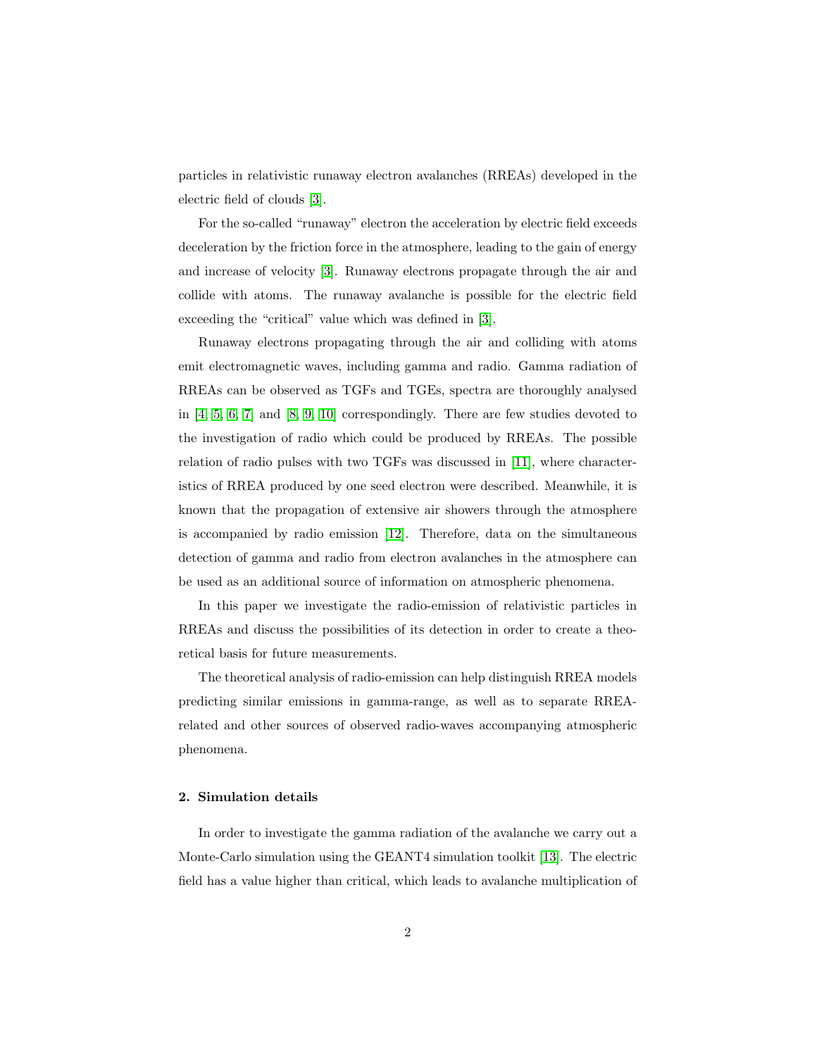particles in relativistic runaway electron avalanches (RREAs) developed in the electric field of clouds [3].

For the so-called "runaway" electron the acceleration by electric field exceeds deceleration by the friction force in the atmosphere, leading to the gain of energy and increase of velocity [3]. Runaway electrons propagate through the air and collide with atoms. The runaway avalanche is possible for the electric field exceeding the "critical" value which was defined in [3].

Runaway electrons propagating through the air and colliding with atoms emit electromagnetic waves, including gamma and radio. Gamma radiation of RREAs can be observed as TGFs and TGEs, spectra are thoroughly analysed in [4, 5, 6, 7] and [8, 9, 10] correspondingly. There are few studies devoted to the investigation of radio which could be produced by RREAs. The possible relation of radio pulses with two TGFs was discussed in [11], where characteristics of RREA produced by one seed electron were described. Meanwhile, it is known that the propagation of extensive air showers through the atmosphere is accompanied by radio emission [12]. Therefore, data on the simultaneous detection of gamma and radio from electron avalanches in the atmosphere can be used as an additional source of information on atmospheric phenomena.

In this paper we investigate the radio-emission of relativistic particles in RREAs and discuss the possibilities of its detection in order to create a theoretical basis for future measurements.

The theoretical analysis of radio-emission can help distinguish RREA models predicting similar emissions in gamma-range, as well as to separate RREA-related and other sources of observed radio-waves accompanying atmospheric phenomena.

## 2. Simulation details

In order to investigate the gamma radiation of the avalanche we carry out a Monte-Carlo simulation using the GEANT4 simulation toolkit [13]. The electric field has a value higher than critical, which leads to avalanche multiplication of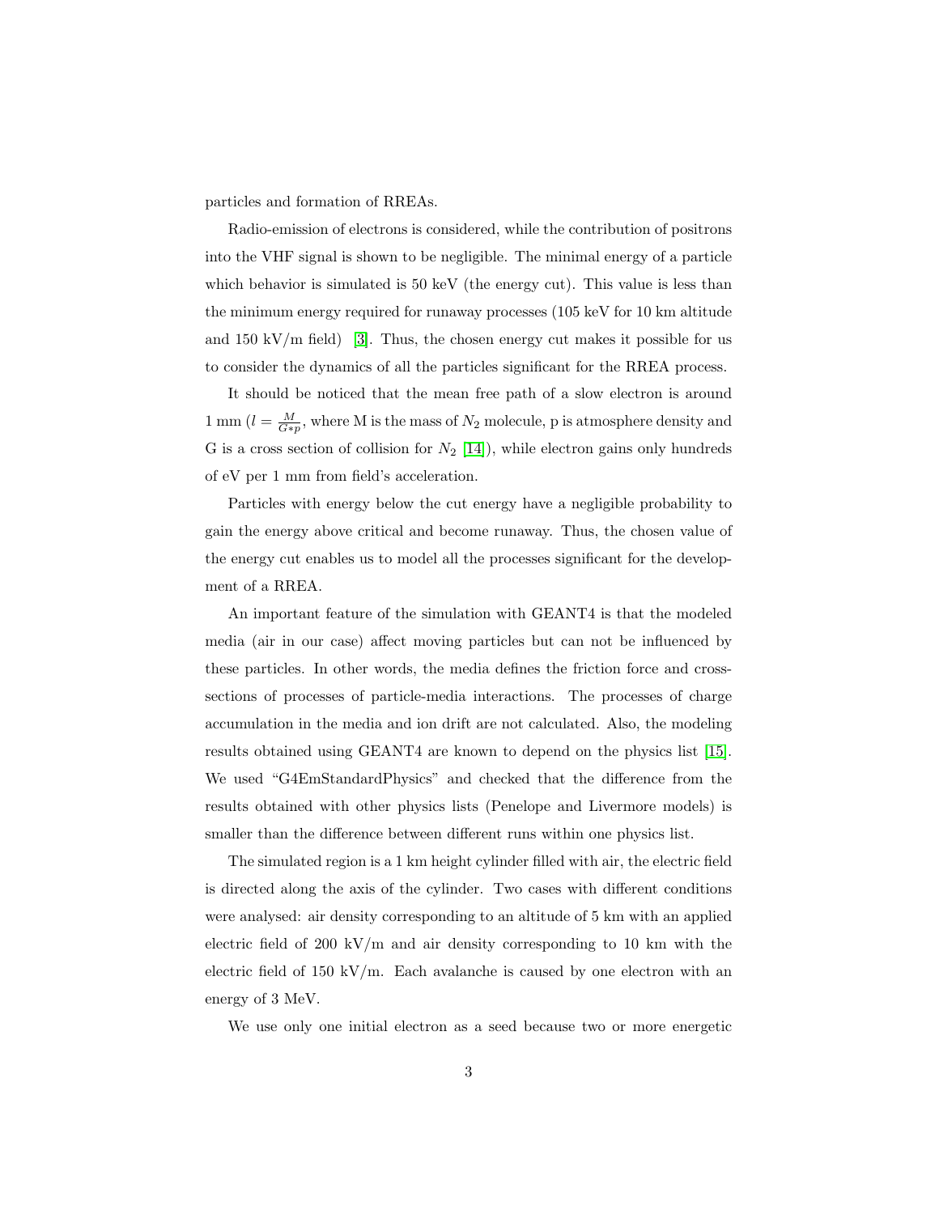particles and formation of RREAs.

Radio-emission of electrons is considered, while the contribution of positrons into the VHF signal is shown to be negligible. The minimal energy of a particle which behavior is simulated is 50 keV (the energy cut). This value is less than the minimum energy required for runaway processes (105 keV for 10 km altitude and 150 kV/m field) [3]. Thus, the chosen energy cut makes it possible for us to consider the dynamics of all the particles significant for the RREA process.

It should be noticed that the mean free path of a slow electron is around 1 mm ($l = \frac{M}{G*p}$, where M is the mass of $N_2$ molecule, p is atmosphere density and G is a cross section of collision for $N_2$ [14]), while electron gains only hundreds of eV per 1 mm from field's acceleration.

Particles with energy below the cut energy have a negligible probability to gain the energy above critical and become runaway. Thus, the chosen value of the energy cut enables us to model all the processes significant for the development of a RREA.

An important feature of the simulation with GEANT4 is that the modeled media (air in our case) affect moving particles but can not be influenced by these particles. In other words, the media defines the friction force and cross-sections of processes of particle-media interactions. The processes of charge accumulation in the media and ion drift are not calculated. Also, the modeling results obtained using GEANT4 are known to depend on the physics list [15]. We used "G4EmStandardPhysics" and checked that the difference from the results obtained with other physics lists (Penelope and Livermore models) is smaller than the difference between different runs within one physics list.

The simulated region is a 1 km height cylinder filled with air, the electric field is directed along the axis of the cylinder. Two cases with different conditions were analysed: air density corresponding to an altitude of 5 km with an applied electric field of 200 kV/m and air density corresponding to 10 km with the electric field of 150 kV/m. Each avalanche is caused by one electron with an energy of 3 MeV.

We use only one initial electron as a seed because two or more energetic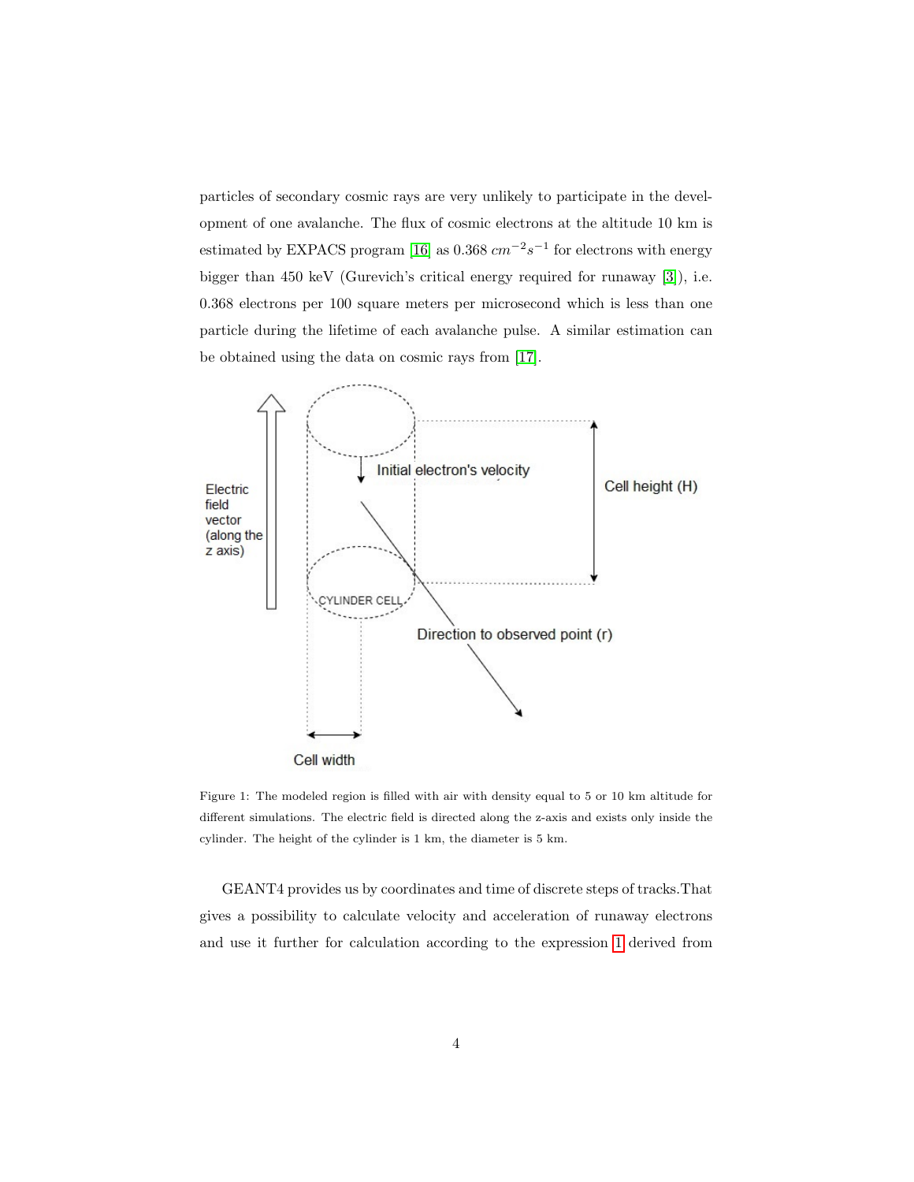particles of secondary cosmic rays are very unlikely to participate in the development of one avalanche. The flux of cosmic electrons at the altitude 10 km is estimated by EXPACS program [16] as 0.368 $cm^{-2}s^{-1}$ for electrons with energy bigger than 450 keV (Gurevich's critical energy required for runaway [3]), i.e. 0.368 electrons per 100 square meters per microsecond which is less than one particle during the lifetime of each avalanche pulse. A similar estimation can be obtained using the data on cosmic rays from [17].

Figure 1: The modeled region is filled with air with density equal to 5 or 10 km altitude for different simulations. The electric field is directed along the z-axis and exists only inside the cylinder. The height of the cylinder is 1 km, the diameter is 5 km.

GEANT4 provides us by coordinates and time of discrete steps of tracks.That gives a possibility to calculate velocity and acceleration of runaway electrons and use it further for calculation according to the expression 1 derived from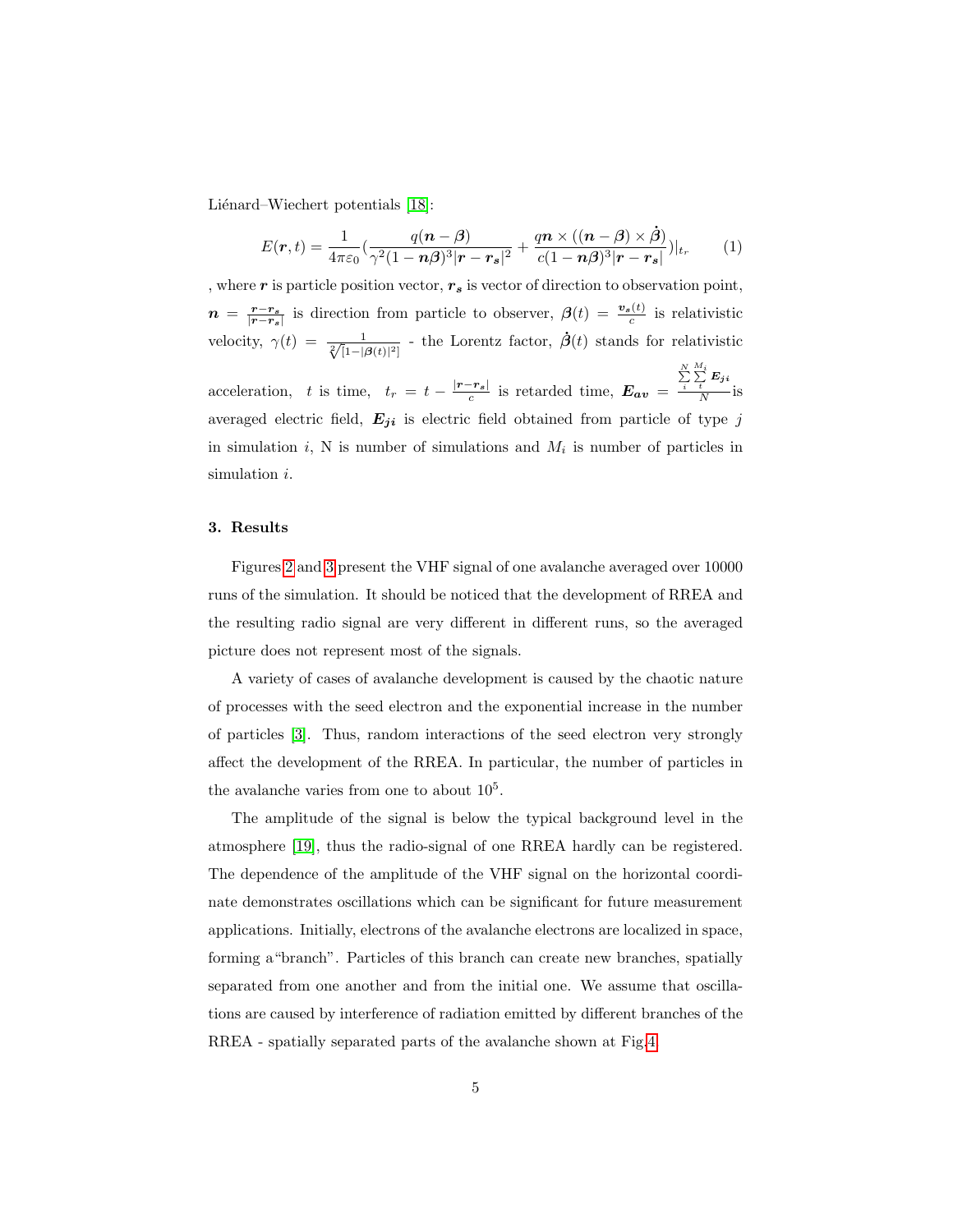Liénard–Wiechert potentials [18]:

$$E(\boldsymbol{r},t) = \frac{1}{4\pi\varepsilon_0}\left(\frac{q(\boldsymbol{n}-\boldsymbol{\beta})}{\gamma^2(1-\boldsymbol{n}\boldsymbol{\beta})^3|\boldsymbol{r}-\boldsymbol{r_s}|^2} + \frac{q\boldsymbol{n}\times((\boldsymbol{n}-\boldsymbol{\beta})\times\dot{\boldsymbol{\beta}})}{c(1-\boldsymbol{n}\boldsymbol{\beta})^3|\boldsymbol{r}-\boldsymbol{r_s}|}\right)\Big|_{t_r} \tag{1}$$

, where $\boldsymbol{r}$ is particle position vector, $\boldsymbol{r_s}$ is vector of direction to observation point, $\boldsymbol{n} = \frac{\boldsymbol{r}-\boldsymbol{r_s}}{|\boldsymbol{r}-\boldsymbol{r_s}|}$ is direction from particle to observer, $\boldsymbol{\beta}(t) = \frac{\boldsymbol{v_s}(t)}{c}$ is relativistic velocity, $\gamma(t) = \frac{1}{\sqrt[2]{[1-|\boldsymbol{\beta}(t)|^2]}}$ - the Lorentz factor, $\dot{\boldsymbol{\beta}}(t)$ stands for relativistic acceleration, $t$ is time, $t_r = t - \frac{|\boldsymbol{r}-\boldsymbol{r_s}|}{c}$ is retarded time, $\boldsymbol{E_{av}} = \frac{\sum_i^N \sum_t^{M_i} \boldsymbol{E_{ji}}}{N}$ is averaged electric field, $\boldsymbol{E_{ji}}$ is electric field obtained from particle of type $j$ in simulation $i$, N is number of simulations and $M_i$ is number of particles in simulation $i$.

## 3. Results

Figures 2 and 3 present the VHF signal of one avalanche averaged over 10000 runs of the simulation. It should be noticed that the development of RREA and the resulting radio signal are very different in different runs, so the averaged picture does not represent most of the signals.

A variety of cases of avalanche development is caused by the chaotic nature of processes with the seed electron and the exponential increase in the number of particles [3]. Thus, random interactions of the seed electron very strongly affect the development of the RREA. In particular, the number of particles in the avalanche varies from one to about $10^5$.

The amplitude of the signal is below the typical background level in the atmosphere [19], thus the radio-signal of one RREA hardly can be registered. The dependence of the amplitude of the VHF signal on the horizontal coordinate demonstrates oscillations which can be significant for future measurement applications. Initially, electrons of the avalanche electrons are localized in space, forming a"branch". Particles of this branch can create new branches, spatially separated from one another and from the initial one. We assume that oscillations are caused by interference of radiation emitted by different branches of the RREA - spatially separated parts of the avalanche shown at Fig.4.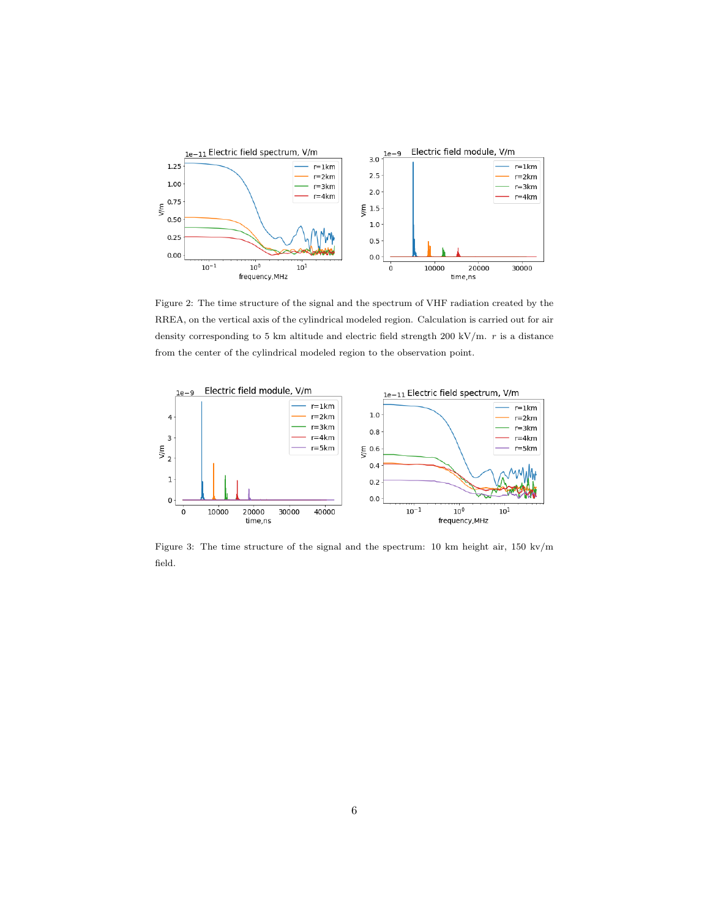Figure 2: The time structure of the signal and the spectrum of VHF radiation created by the RREA, on the vertical axis of the cylindrical modeled region. Calculation is carried out for air density corresponding to 5 km altitude and electric field strength 200 kV/m. $r$ is a distance from the center of the cylindrical modeled region to the observation point.

Figure 3: The time structure of the signal and the spectrum: 10 km height air, 150 kv/m field.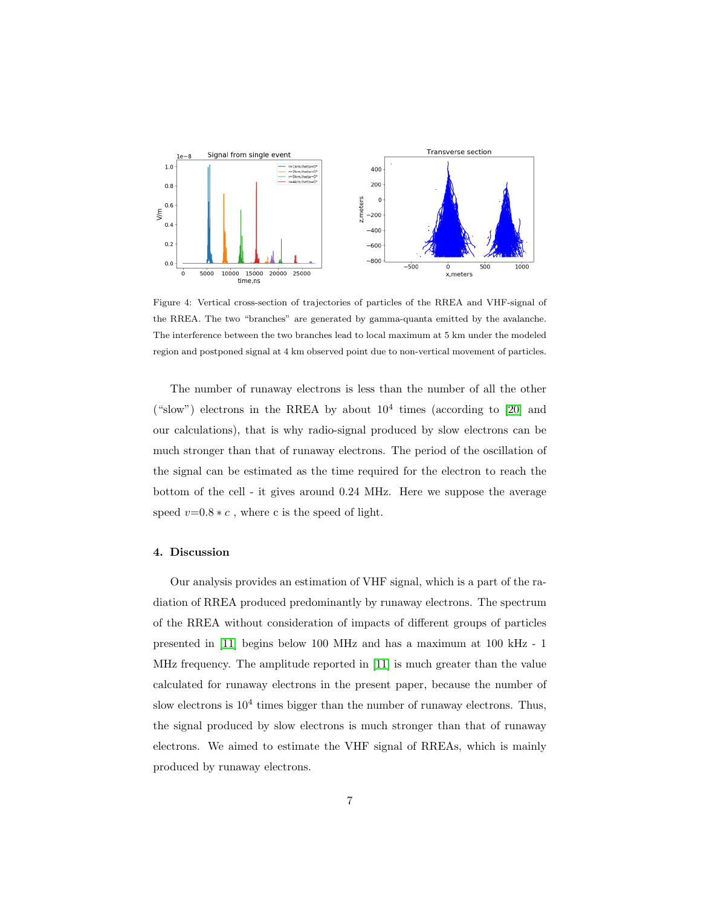Figure 4: Vertical cross-section of trajectories of particles of the RREA and VHF-signal of the RREA. The two "branches" are generated by gamma-quanta emitted by the avalanche. The interference between the two branches lead to local maximum at 5 km under the modeled region and postponed signal at 4 km observed point due to non-vertical movement of particles.

The number of runaway electrons is less than the number of all the other ("slow") electrons in the RREA by about $10^4$ times (according to [20] and our calculations), that is why radio-signal produced by slow electrons can be much stronger than that of runaway electrons. The period of the oscillation of the signal can be estimated as the time required for the electron to reach the bottom of the cell - it gives around 0.24 MHz. Here we suppose the average speed $v$=$0.8 * c$ , where c is the speed of light.

## 4. Discussion

Our analysis provides an estimation of VHF signal, which is a part of the radiation of RREA produced predominantly by runaway electrons. The spectrum of the RREA without consideration of impacts of different groups of particles presented in [11] begins below 100 MHz and has a maximum at 100 kHz - 1 MHz frequency. The amplitude reported in [11] is much greater than the value calculated for runaway electrons in the present paper, because the number of slow electrons is $10^4$ times bigger than the number of runaway electrons. Thus, the signal produced by slow electrons is much stronger than that of runaway electrons. We aimed to estimate the VHF signal of RREAs, which is mainly produced by runaway electrons.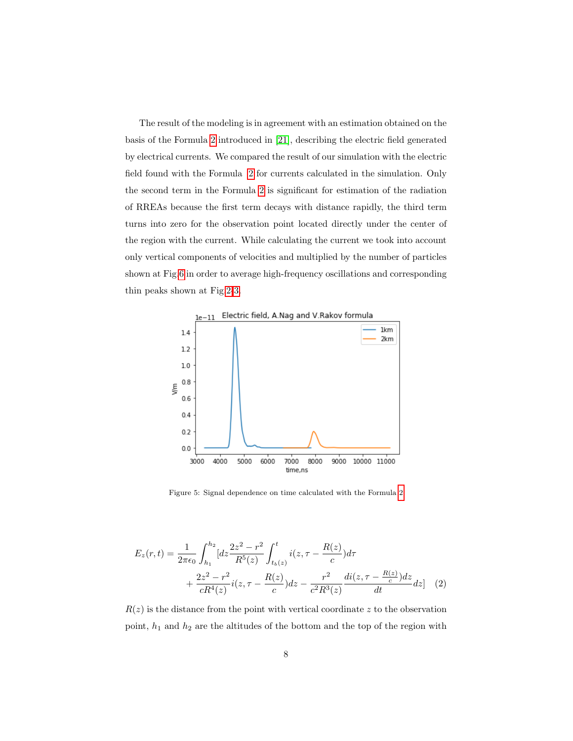The result of the modeling is in agreement with an estimation obtained on the basis of the Formula 2 introduced in [21], describing the electric field generated by electrical currents. We compared the result of our simulation with the electric field found with the Formula 2 for currents calculated in the simulation. Only the second term in the Formula 2 is significant for estimation of the radiation of RREAs because the first term decays with distance rapidly, the third term turns into zero for the observation point located directly under the center of the region with the current. While calculating the current we took into account only vertical components of velocities and multiplied by the number of particles shown at Fig 6 in order to average high-frequency oscillations and corresponding thin peaks shown at Fig 2,3.

Figure 5: Signal dependence on time calculated with the Formula 2

$$E_z(r,t) = \frac{1}{2\pi\epsilon_0}\int_{h_1}^{h_2}[dz\frac{2z^2-r^2}{R^5(z)}\int_{t_b(z)}^{t} i(z,\tau-\frac{R(z)}{c})d\tau + \frac{2z^2-r^2}{cR^4(z)}i(z,\tau-\frac{R(z)}{c})dz - \frac{r^2}{c^2R^3(z)}\frac{di(z,\tau-\frac{R(z)}{c})dz}{dt}dz] \quad (2)$$

$R(z)$ is the distance from the point with vertical coordinate $z$ to the observation point, $h_1$ and $h_2$ are the altitudes of the bottom and the top of the region with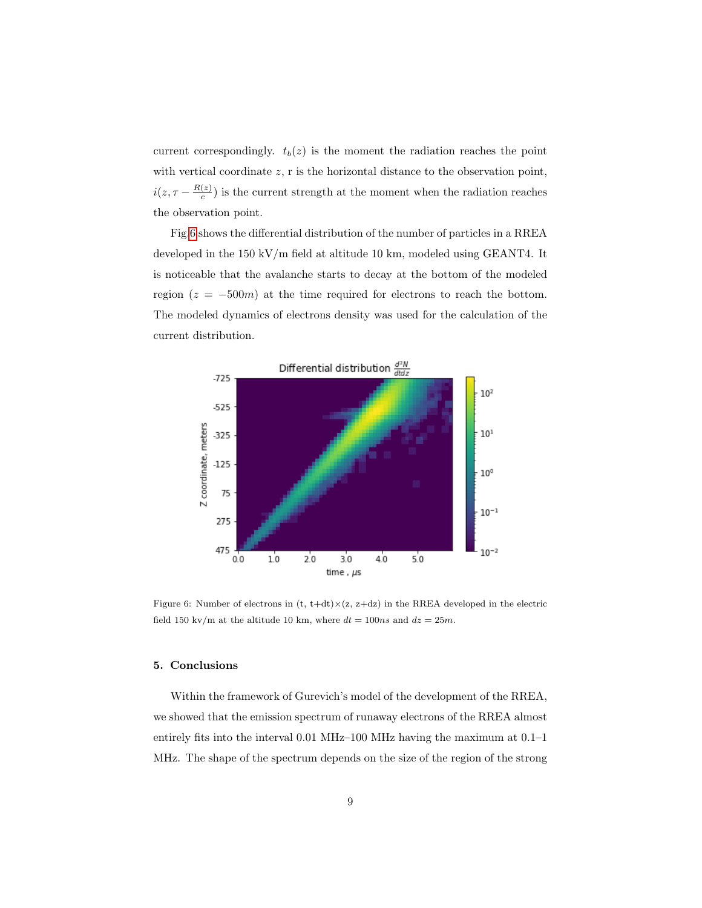current correspondingly. $t_b(z)$ is the moment the radiation reaches the point with vertical coordinate $z$, r is the horizontal distance to the observation point, $i(z, \tau - \frac{R(z)}{c})$ is the current strength at the moment when the radiation reaches the observation point.

Fig.6 shows the differential distribution of the number of particles in a RREA developed in the 150 kV/m field at altitude 10 km, modeled using GEANT4. It is noticeable that the avalanche starts to decay at the bottom of the modeled region ($z = -500m$) at the time required for electrons to reach the bottom. The modeled dynamics of electrons density was used for the calculation of the current distribution.

Figure 6: Number of electrons in (t, t+dt)×(z, z+dz) in the RREA developed in the electric field 150 kv/m at the altitude 10 km, where $dt = 100ns$ and $dz = 25m$.

## 5. Conclusions

Within the framework of Gurevich's model of the development of the RREA, we showed that the emission spectrum of runaway electrons of the RREA almost entirely fits into the interval 0.01 MHz–100 MHz having the maximum at 0.1–1 MHz. The shape of the spectrum depends on the size of the region of the strong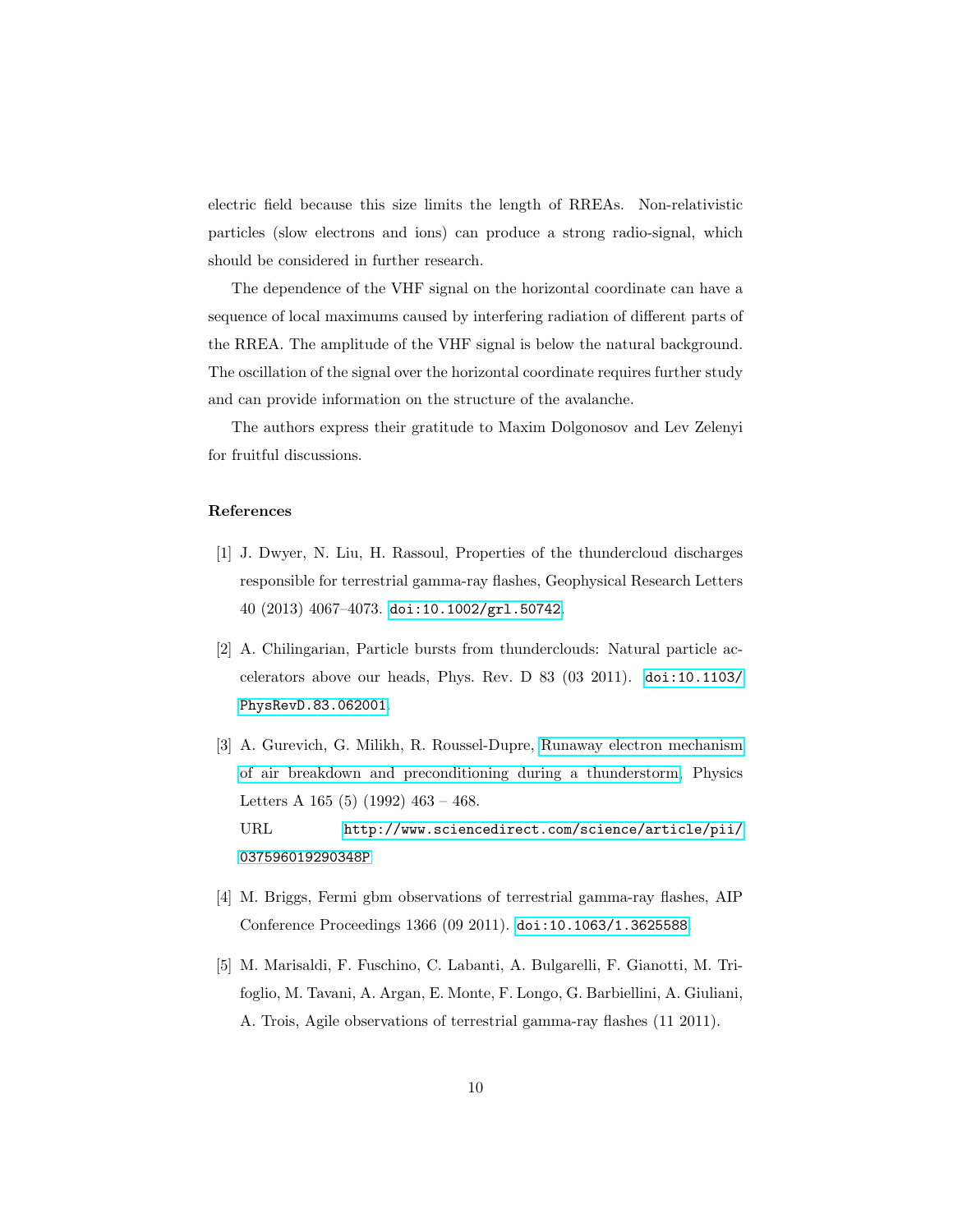electric field because this size limits the length of RREAs. Non-relativistic particles (slow electrons and ions) can produce a strong radio-signal, which should be considered in further research.

The dependence of the VHF signal on the horizontal coordinate can have a sequence of local maximums caused by interfering radiation of different parts of the RREA. The amplitude of the VHF signal is below the natural background. The oscillation of the signal over the horizontal coordinate requires further study and can provide information on the structure of the avalanche.

The authors express their gratitude to Maxim Dolgonosov and Lev Zelenyi for fruitful discussions.

## References

[1] J. Dwyer, N. Liu, H. Rassoul, Properties of the thundercloud discharges responsible for terrestrial gamma-ray flashes, Geophysical Research Letters 40 (2013) 4067–4073. doi:10.1002/grl.50742.

[2] A. Chilingarian, Particle bursts from thunderclouds: Natural particle accelerators above our heads, Phys. Rev. D 83 (03 2011). doi:10.1103/PhysRevD.83.062001.

[3] A. Gurevich, G. Milikh, R. Roussel-Dupre, Runaway electron mechanism of air breakdown and preconditioning during a thunderstorm, Physics Letters A 165 (5) (1992) 463 – 468.
URL http://www.sciencedirect.com/science/article/pii/037596019290348P

[4] M. Briggs, Fermi gbm observations of terrestrial gamma-ray flashes, AIP Conference Proceedings 1366 (09 2011). doi:10.1063/1.3625588.

[5] M. Marisaldi, F. Fuschino, C. Labanti, A. Bulgarelli, F. Gianotti, M. Trifoglio, M. Tavani, A. Argan, E. Monte, F. Longo, G. Barbiellini, A. Giuliani, A. Trois, Agile observations of terrestrial gamma-ray flashes (11 2011).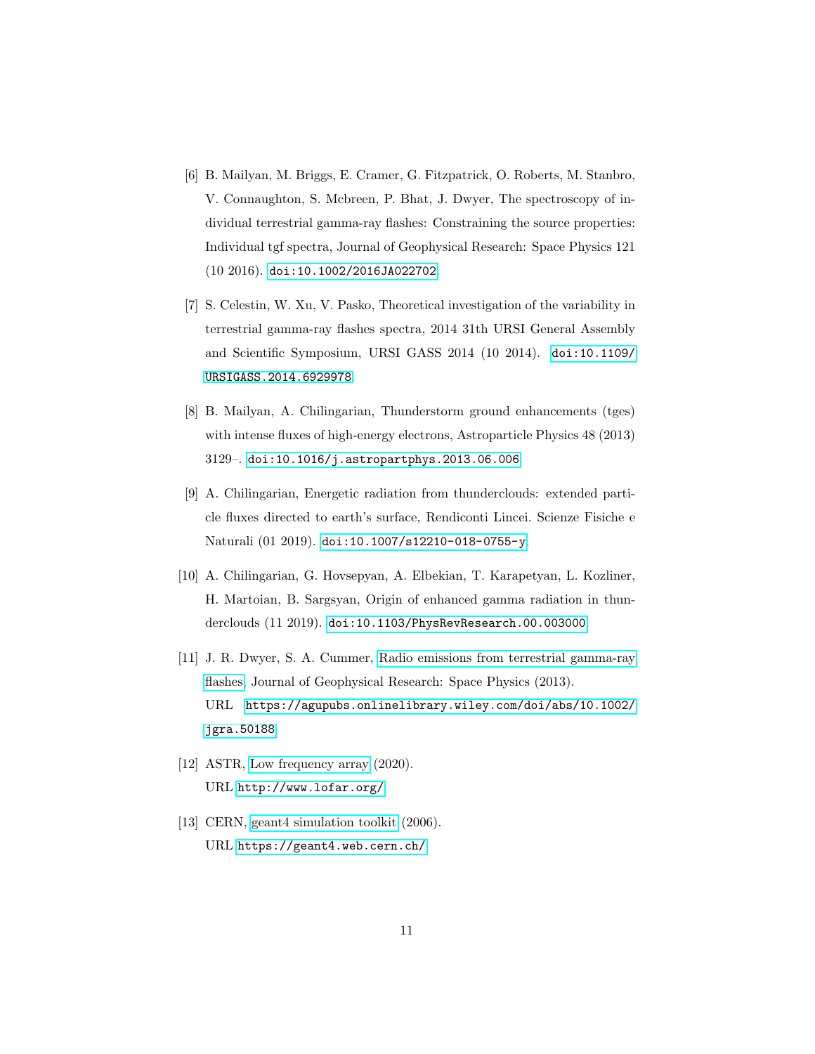[6] B. Mailyan, M. Briggs, E. Cramer, G. Fitzpatrick, O. Roberts, M. Stanbro, V. Connaughton, S. Mcbreen, P. Bhat, J. Dwyer, The spectroscopy of individual terrestrial gamma-ray flashes: Constraining the source properties: Individual tgf spectra, Journal of Geophysical Research: Space Physics 121 (10 2016). doi:10.1002/2016JA022702.

[7] S. Celestin, W. Xu, V. Pasko, Theoretical investigation of the variability in terrestrial gamma-ray flashes spectra, 2014 31th URSI General Assembly and Scientific Symposium, URSI GASS 2014 (10 2014). doi:10.1109/URSIGASS.2014.6929978.

[8] B. Mailyan, A. Chilingarian, Thunderstorm ground enhancements (tges) with intense fluxes of high-energy electrons, Astroparticle Physics 48 (2013) 3129–. doi:10.1016/j.astropartphys.2013.06.006.

[9] A. Chilingarian, Energetic radiation from thunderclouds: extended particle fluxes directed to earth's surface, Rendiconti Lincei. Scienze Fisiche e Naturali (01 2019). doi:10.1007/s12210-018-0755-y.

[10] A. Chilingarian, G. Hovsepyan, A. Elbekian, T. Karapetyan, L. Kozliner, H. Martoian, B. Sargsyan, Origin of enhanced gamma radiation in thunderclouds (11 2019). doi:10.1103/PhysRevResearch.00.003000.

[11] J. R. Dwyer, S. A. Cummer, Radio emissions from terrestrial gamma-ray flashes, Journal of Geophysical Research: Space Physics (2013).
URL https://agupubs.onlinelibrary.wiley.com/doi/abs/10.1002/jgra.50188

[12] ASTR, Low frequency array (2020).
URL http://www.lofar.org/

[13] CERN, geant4 simulation toolkit (2006).
URL https://geant4.web.cern.ch/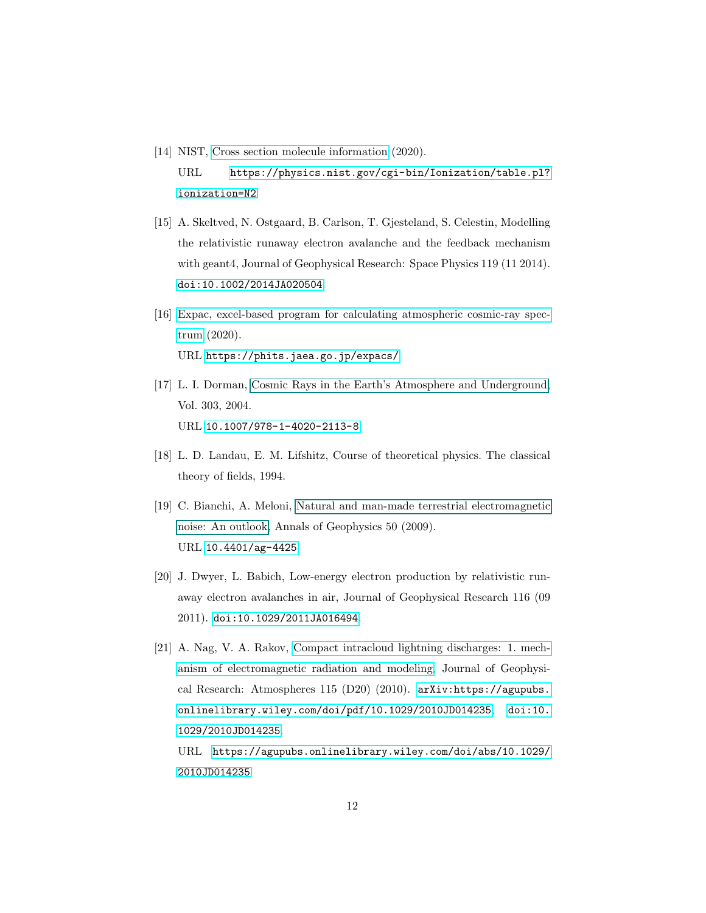[14] NIST, Cross section molecule information (2020).
URL https://physics.nist.gov/cgi-bin/Ionization/table.pl?ionization=N2

[15] A. Skeltved, N. Ostgaard, B. Carlson, T. Gjesteland, S. Celestin, Modelling the relativistic runaway electron avalanche and the feedback mechanism with geant4, Journal of Geophysical Research: Space Physics 119 (11 2014). doi:10.1002/2014JA020504

[16] Expac, excel-based program for calculating atmospheric cosmic-ray spectrum (2020).
URL https://phits.jaea.go.jp/expacs/

[17] L. I. Dorman, Cosmic Rays in the Earth's Atmosphere and Underground, Vol. 303, 2004.
URL 10.1007/978-1-4020-2113-8

[18] L. D. Landau, E. M. Lifshitz, Course of theoretical physics. The classical theory of fields, 1994.

[19] C. Bianchi, A. Meloni, Natural and man-made terrestrial electromagnetic noise: An outlook, Annals of Geophysics 50 (2009).
URL 10.4401/ag-4425

[20] J. Dwyer, L. Babich, Low-energy electron production by relativistic runaway electron avalanches in air, Journal of Geophysical Research 116 (09 2011). doi:10.1029/2011JA016494.

[21] A. Nag, V. A. Rakov, Compact intracloud lightning discharges: 1. mechanism of electromagnetic radiation and modeling, Journal of Geophysical Research: Atmospheres 115 (D20) (2010). arXiv:https://agupubs.onlinelibrary.wiley.com/doi/pdf/10.1029/2010JD014235, doi:10.1029/2010JD014235.
URL https://agupubs.onlinelibrary.wiley.com/doi/abs/10.1029/2010JD014235